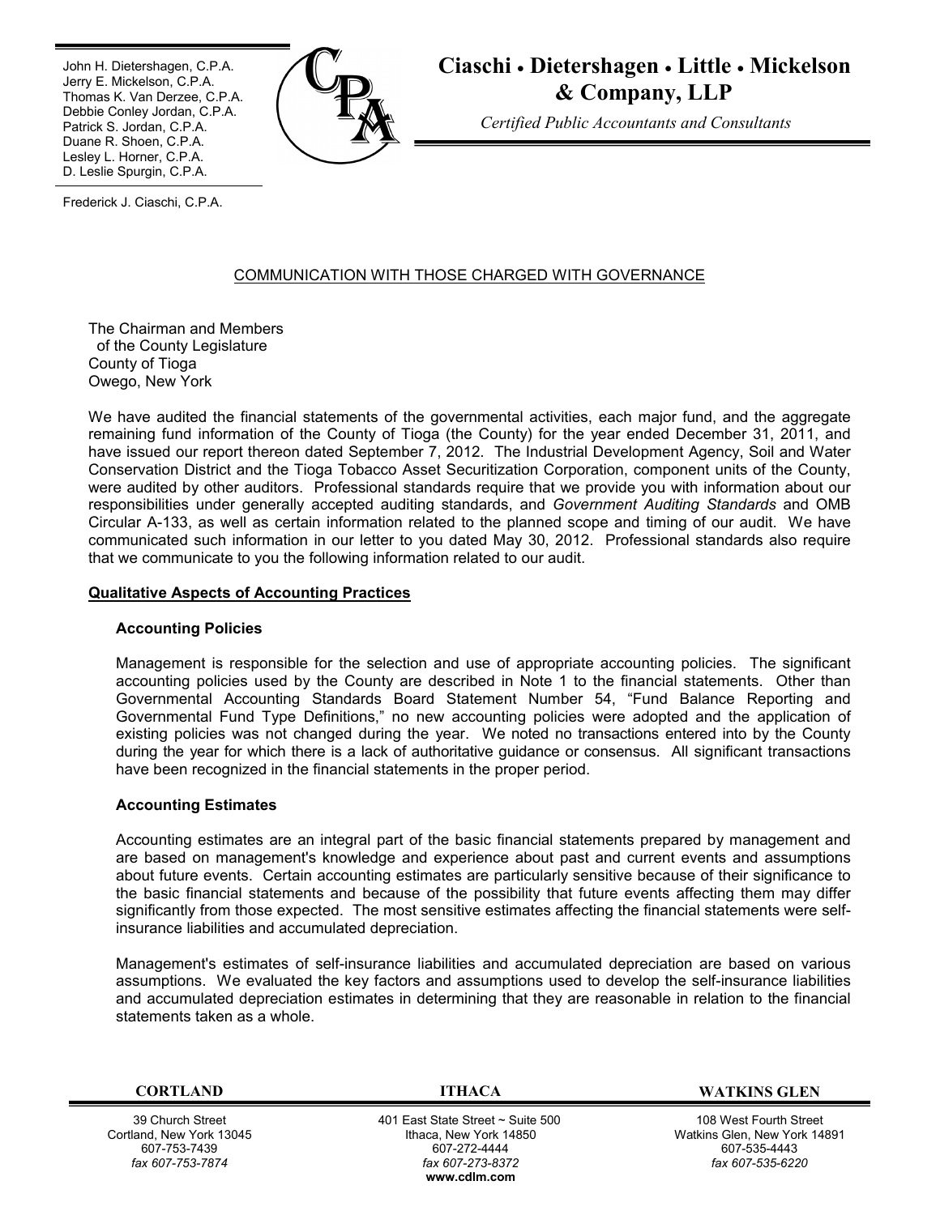John H. Dietershagen, C.P.A.
Jerry E. Mickelson, C.P.A.
Thomas K. Van Derzee, C.P.A.
Debbie Conley Jordan, C.P.A.
Patrick S. Jordan, C.P.A.
Duane R. Shoen, C.P.A.
Lesley L. Horner, C.P.A.
D. Leslie Spurgin, C.P.A.

Frederick J. Ciaschi, C.P.A.

# Ciaschi • Dietershagen • Little • Mickelson & Company, LLP

*Certified Public Accountants and Consultants*

## COMMUNICATION WITH THOSE CHARGED WITH GOVERNANCE

The Chairman and Members
of the County Legislature
County of Tioga
Owego, New York

We have audited the financial statements of the governmental activities, each major fund, and the aggregate remaining fund information of the County of Tioga (the County) for the year ended December 31, 2011, and have issued our report thereon dated September 7, 2012. The Industrial Development Agency, Soil and Water Conservation District and the Tioga Tobacco Asset Securitization Corporation, component units of the County, were audited by other auditors. Professional standards require that we provide you with information about our responsibilities under generally accepted auditing standards, and *Government Auditing Standards* and OMB Circular A-133, as well as certain information related to the planned scope and timing of our audit. We have communicated such information in our letter to you dated May 30, 2012. Professional standards also require that we communicate to you the following information related to our audit.

### Qualitative Aspects of Accounting Practices

#### Accounting Policies

Management is responsible for the selection and use of appropriate accounting policies. The significant accounting policies used by the County are described in Note 1 to the financial statements. Other than Governmental Accounting Standards Board Statement Number 54, "Fund Balance Reporting and Governmental Fund Type Definitions," no new accounting policies were adopted and the application of existing policies was not changed during the year. We noted no transactions entered into by the County during the year for which there is a lack of authoritative guidance or consensus. All significant transactions have been recognized in the financial statements in the proper period.

#### Accounting Estimates

Accounting estimates are an integral part of the basic financial statements prepared by management and are based on management's knowledge and experience about past and current events and assumptions about future events. Certain accounting estimates are particularly sensitive because of their significance to the basic financial statements and because of the possibility that future events affecting them may differ significantly from those expected. The most sensitive estimates affecting the financial statements were self-insurance liabilities and accumulated depreciation.

Management's estimates of self-insurance liabilities and accumulated depreciation are based on various assumptions. We evaluated the key factors and assumptions used to develop the self-insurance liabilities and accumulated depreciation estimates in determining that they are reasonable in relation to the financial statements taken as a whole.

| CORTLAND | ITHACA | WATKINS GLEN |
|---|---|---|
| 39 Church Street | 401 East State Street ~ Suite 500 | 108 West Fourth Street |
| Cortland, New York 13045 | Ithaca, New York 14850 | Watkins Glen, New York 14891 |
| 607-753-7439 | 607-272-4444 | 607-535-4443 |
| *fax 607-753-7874* | *fax 607-273-8372* | *fax 607-535-6220* |
| | **www.cdlm.com** | |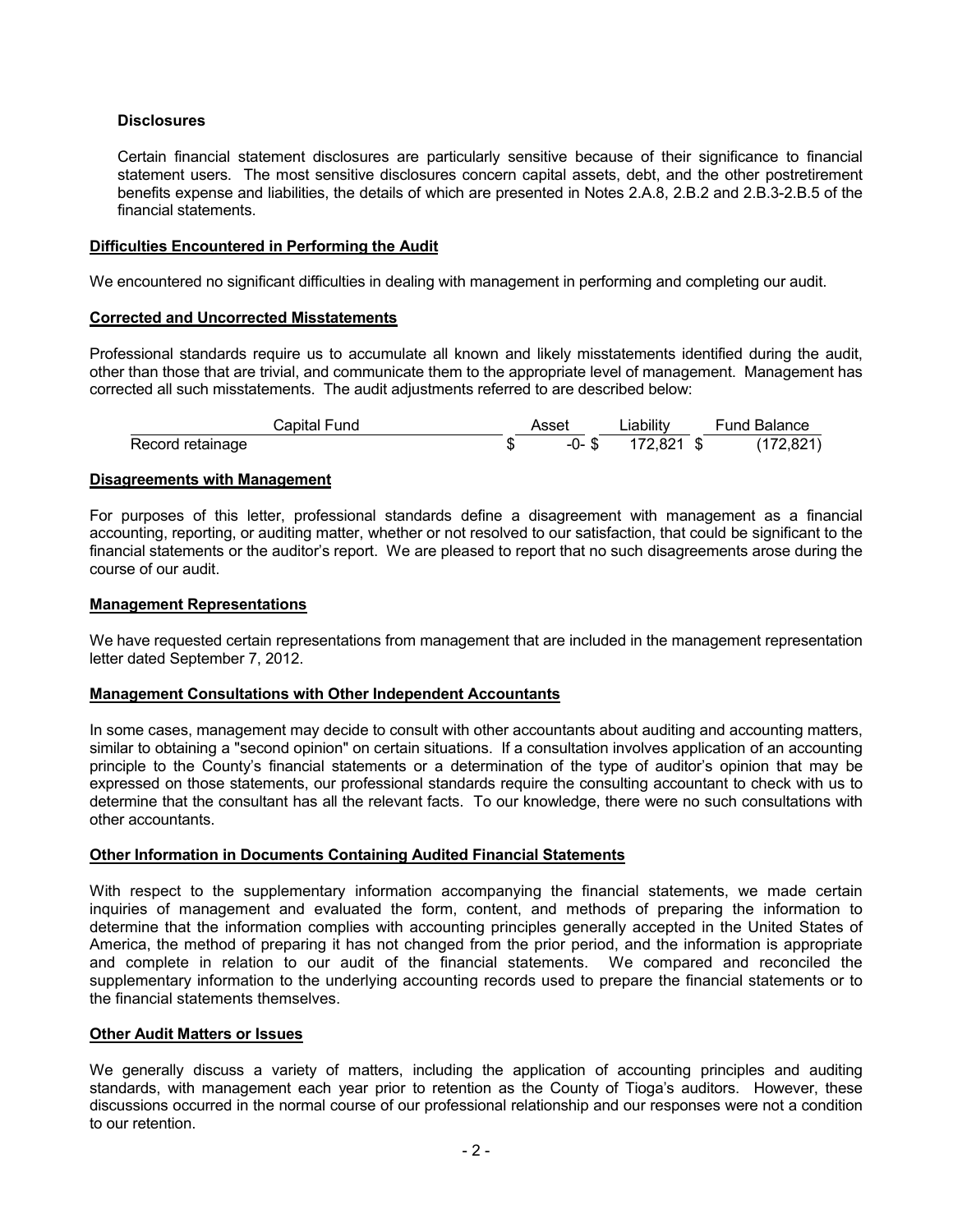**Disclosures**

Certain financial statement disclosures are particularly sensitive because of their significance to financial statement users. The most sensitive disclosures concern capital assets, debt, and the other postretirement benefits expense and liabilities, the details of which are presented in Notes 2.A.8, 2.B.2 and 2.B.3-2.B.5 of the financial statements.

## Difficulties Encountered in Performing the Audit

We encountered no significant difficulties in dealing with management in performing and completing our audit.

## Corrected and Uncorrected Misstatements

Professional standards require us to accumulate all known and likely misstatements identified during the audit, other than those that are trivial, and communicate them to the appropriate level of management. Management has corrected all such misstatements. The audit adjustments referred to are described below:

| Capital Fund | Asset | Liability | Fund Balance |
|---|---|---|---|
| Record retainage | $ -0- | $ 172,821 | $ (172,821) |

## Disagreements with Management

For purposes of this letter, professional standards define a disagreement with management as a financial accounting, reporting, or auditing matter, whether or not resolved to our satisfaction, that could be significant to the financial statements or the auditor's report. We are pleased to report that no such disagreements arose during the course of our audit.

## Management Representations

We have requested certain representations from management that are included in the management representation letter dated September 7, 2012.

## Management Consultations with Other Independent Accountants

In some cases, management may decide to consult with other accountants about auditing and accounting matters, similar to obtaining a "second opinion" on certain situations. If a consultation involves application of an accounting principle to the County's financial statements or a determination of the type of auditor's opinion that may be expressed on those statements, our professional standards require the consulting accountant to check with us to determine that the consultant has all the relevant facts. To our knowledge, there were no such consultations with other accountants.

## Other Information in Documents Containing Audited Financial Statements

With respect to the supplementary information accompanying the financial statements, we made certain inquiries of management and evaluated the form, content, and methods of preparing the information to determine that the information complies with accounting principles generally accepted in the United States of America, the method of preparing it has not changed from the prior period, and the information is appropriate and complete in relation to our audit of the financial statements. We compared and reconciled the supplementary information to the underlying accounting records used to prepare the financial statements or to the financial statements themselves.

## Other Audit Matters or Issues

We generally discuss a variety of matters, including the application of accounting principles and auditing standards, with management each year prior to retention as the County of Tioga's auditors. However, these discussions occurred in the normal course of our professional relationship and our responses were not a condition to our retention.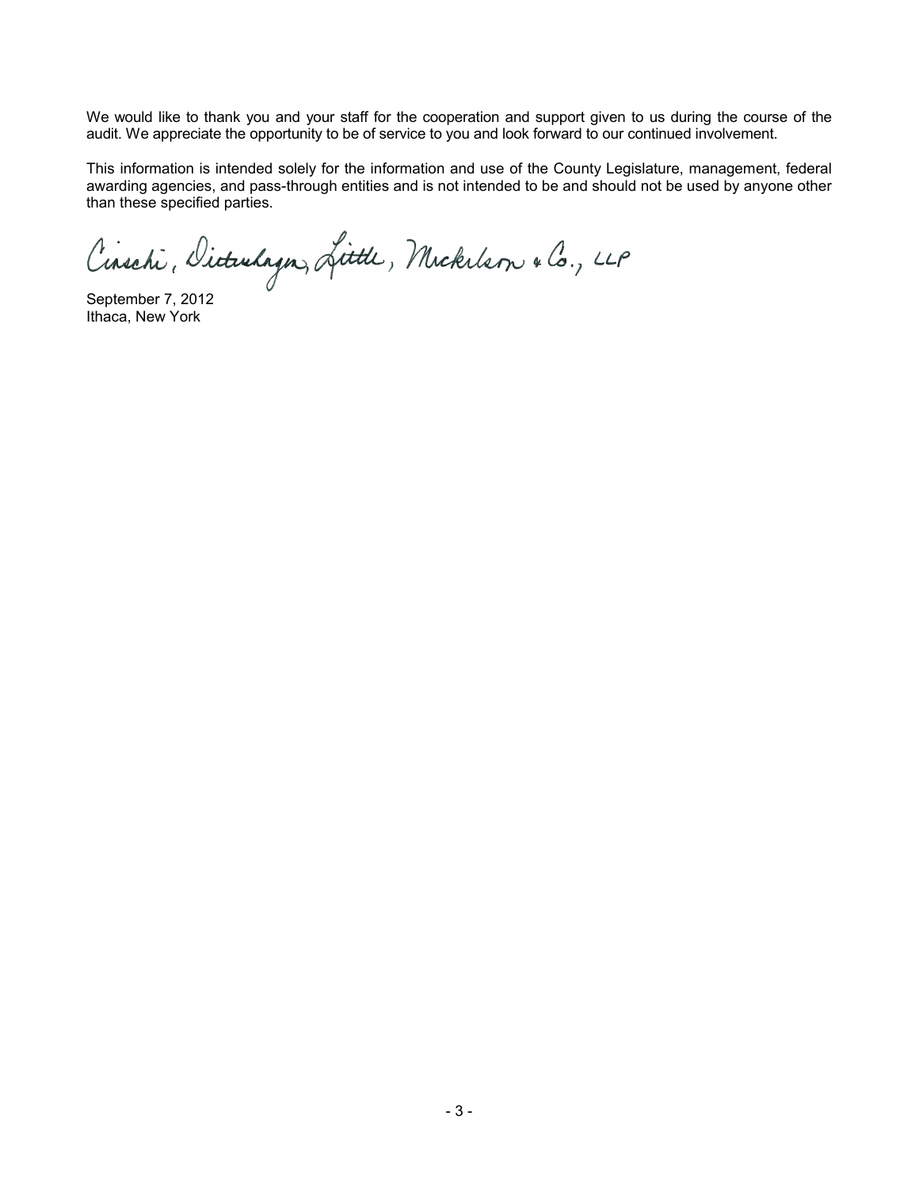We would like to thank you and your staff for the cooperation and support given to us during the course of the audit. We appreciate the opportunity to be of service to you and look forward to our continued involvement.

This information is intended solely for the information and use of the County Legislature, management, federal awarding agencies, and pass-through entities and is not intended to be and should not be used by anyone other than these specified parties.

Ciaschi, Dietershagen, Little, Mickelson & Co., LLP

September 7, 2012
Ithaca, New York